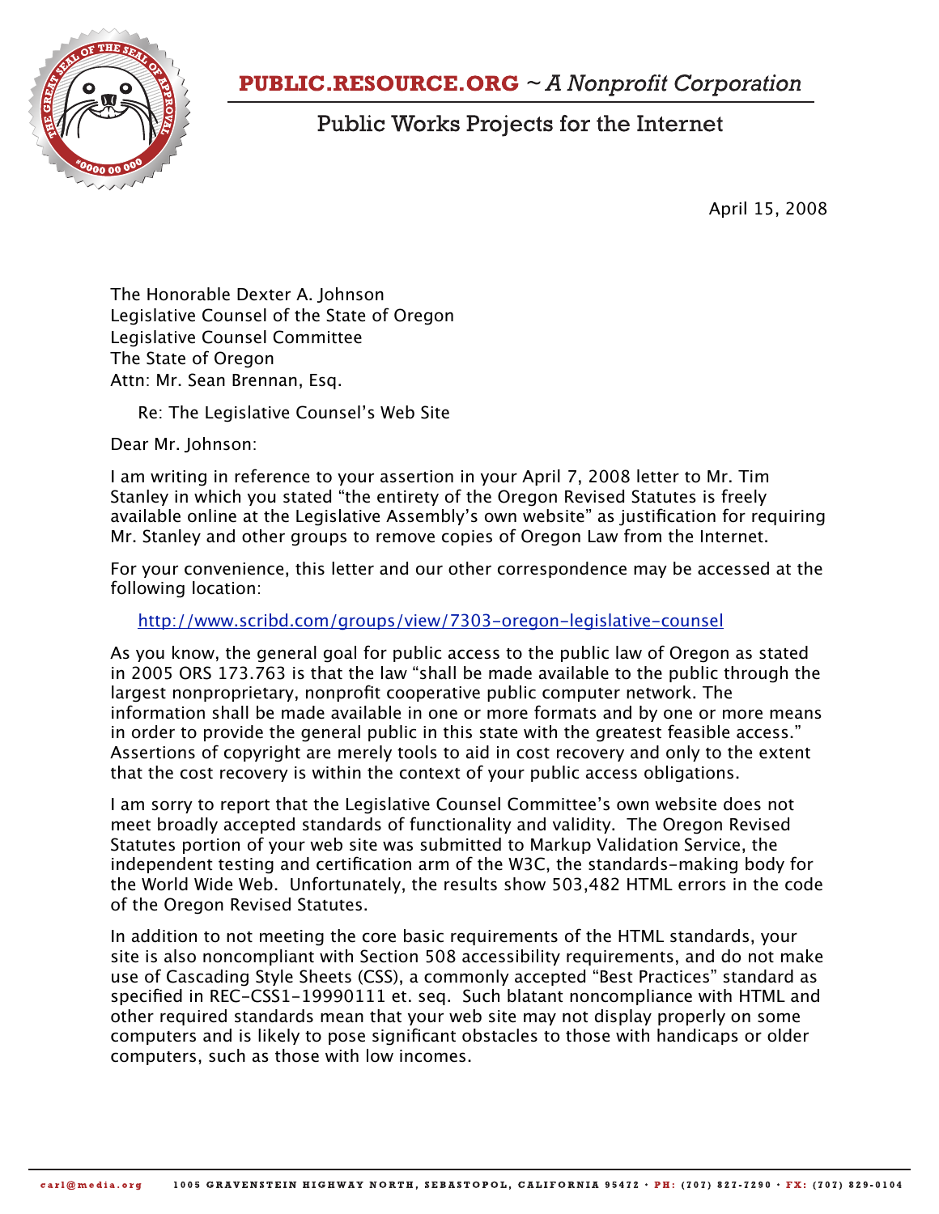**PUBLIC.RESOURCE.ORG** ~ *A Nonprofit Corporation*

Public Works Projects for the Internet

April 15, 2008

The Honorable Dexter A. Johnson
Legislative Counsel of the State of Oregon
Legislative Counsel Committee
The State of Oregon
Attn: Mr. Sean Brennan, Esq.

Re: The Legislative Counsel's Web Site

Dear Mr. Johnson:

I am writing in reference to your assertion in your April 7, 2008 letter to Mr. Tim Stanley in which you stated "the entirety of the Oregon Revised Statutes is freely available online at the Legislative Assembly's own website" as justification for requiring Mr. Stanley and other groups to remove copies of Oregon Law from the Internet.

For your convenience, this letter and our other correspondence may be accessed at the following location:

http://www.scribd.com/groups/view/7303-oregon-legislative-counsel

As you know, the general goal for public access to the public law of Oregon as stated in 2005 ORS 173.763 is that the law "shall be made available to the public through the largest nonproprietary, nonprofit cooperative public computer network. The information shall be made available in one or more formats and by one or more means in order to provide the general public in this state with the greatest feasible access." Assertions of copyright are merely tools to aid in cost recovery and only to the extent that the cost recovery is within the context of your public access obligations.

I am sorry to report that the Legislative Counsel Committee's own website does not meet broadly accepted standards of functionality and validity. The Oregon Revised Statutes portion of your web site was submitted to Markup Validation Service, the independent testing and certification arm of the W3C, the standards-making body for the World Wide Web. Unfortunately, the results show 503,482 HTML errors in the code of the Oregon Revised Statutes.

In addition to not meeting the core basic requirements of the HTML standards, your site is also noncompliant with Section 508 accessibility requirements, and do not make use of Cascading Style Sheets (CSS), a commonly accepted "Best Practices" standard as specified in REC-CSS1-19990111 et. seq. Such blatant noncompliance with HTML and other required standards mean that your web site may not display properly on some computers and is likely to pose significant obstacles to those with handicaps or older computers, such as those with low incomes.

carl@media.org · 1005 GRAVENSTEIN HIGHWAY NORTH, SEBASTOPOL, CALIFORNIA 95472 · PH: (707) 827-7290 · FX: (707) 829-0104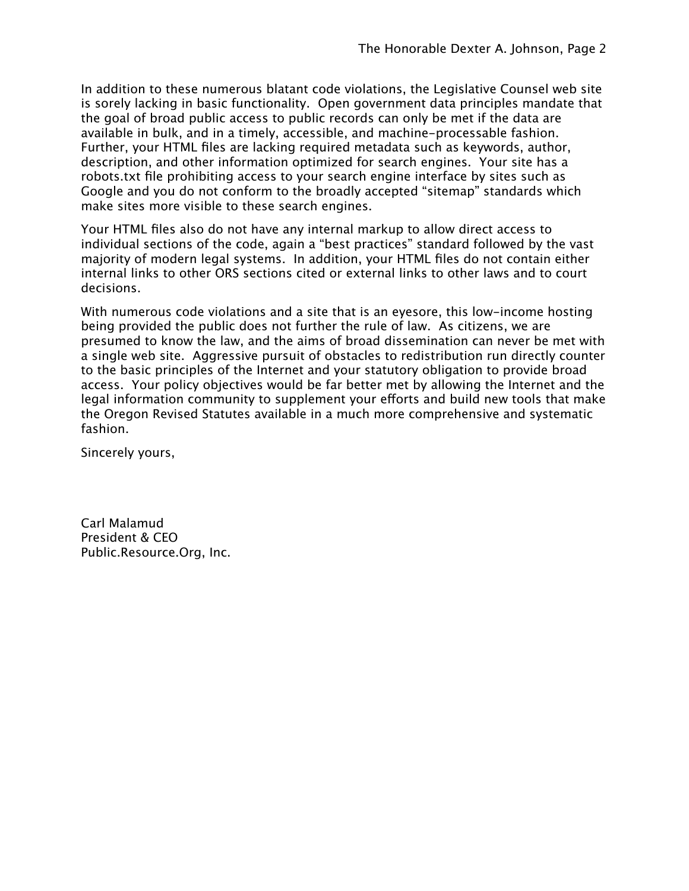In addition to these numerous blatant code violations, the Legislative Counsel web site is sorely lacking in basic functionality. Open government data principles mandate that the goal of broad public access to public records can only be met if the data are available in bulk, and in a timely, accessible, and machine-processable fashion. Further, your HTML files are lacking required metadata such as keywords, author, description, and other information optimized for search engines. Your site has a robots.txt file prohibiting access to your search engine interface by sites such as Google and you do not conform to the broadly accepted "sitemap" standards which make sites more visible to these search engines.

Your HTML files also do not have any internal markup to allow direct access to individual sections of the code, again a "best practices" standard followed by the vast majority of modern legal systems. In addition, your HTML files do not contain either internal links to other ORS sections cited or external links to other laws and to court decisions.

With numerous code violations and a site that is an eyesore, this low-income hosting being provided the public does not further the rule of law. As citizens, we are presumed to know the law, and the aims of broad dissemination can never be met with a single web site. Aggressive pursuit of obstacles to redistribution run directly counter to the basic principles of the Internet and your statutory obligation to provide broad access. Your policy objectives would be far better met by allowing the Internet and the legal information community to supplement your efforts and build new tools that make the Oregon Revised Statutes available in a much more comprehensive and systematic fashion.

Sincerely yours,

Carl Malamud
President & CEO
Public.Resource.Org, Inc.